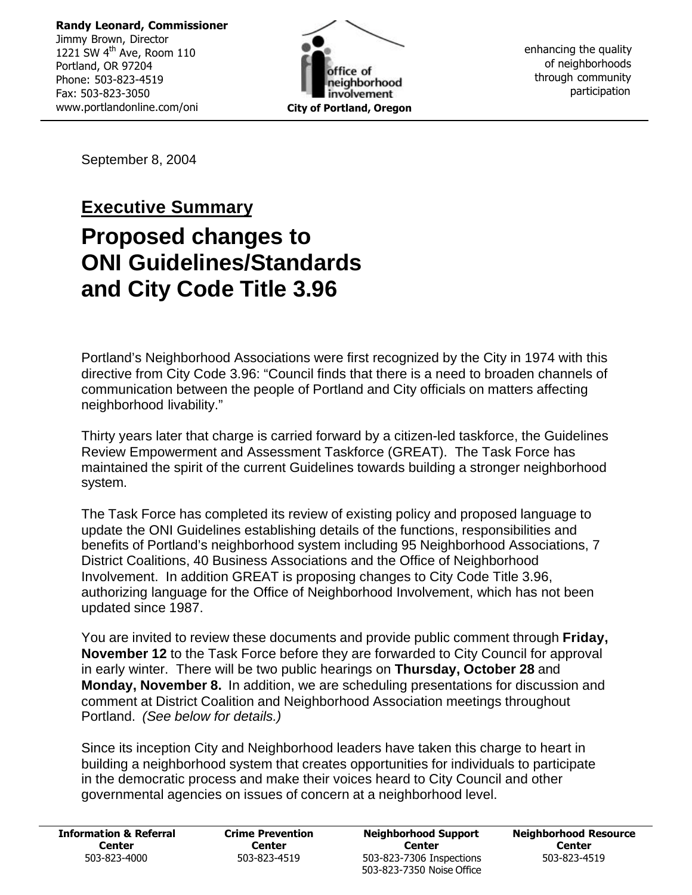**Randy Leonard, Commissioner**
Jimmy Brown, Director
1221 SW 4th Ave, Room 110
Portland, OR 97204
Phone: 503-823-4519
Fax: 503-823-3050
www.portlandonline.com/oni

office of neighborhood involvement
**City of Portland, Oregon**

enhancing the quality of neighborhoods through community participation

September 8, 2004

## Executive Summary

# Proposed changes to ONI Guidelines/Standards and City Code Title 3.96

Portland's Neighborhood Associations were first recognized by the City in 1974 with this directive from City Code 3.96: "Council finds that there is a need to broaden channels of communication between the people of Portland and City officials on matters affecting neighborhood livability."

Thirty years later that charge is carried forward by a citizen-led taskforce, the Guidelines Review Empowerment and Assessment Taskforce (GREAT). The Task Force has maintained the spirit of the current Guidelines towards building a stronger neighborhood system.

The Task Force has completed its review of existing policy and proposed language to update the ONI Guidelines establishing details of the functions, responsibilities and benefits of Portland's neighborhood system including 95 Neighborhood Associations, 7 District Coalitions, 40 Business Associations and the Office of Neighborhood Involvement. In addition GREAT is proposing changes to City Code Title 3.96, authorizing language for the Office of Neighborhood Involvement, which has not been updated since 1987.

You are invited to review these documents and provide public comment through **Friday, November 12** to the Task Force before they are forwarded to City Council for approval in early winter. There will be two public hearings on **Thursday, October 28** and **Monday, November 8.** In addition, we are scheduling presentations for discussion and comment at District Coalition and Neighborhood Association meetings throughout Portland. *(See below for details.)*

Since its inception City and Neighborhood leaders have taken this charge to heart in building a neighborhood system that creates opportunities for individuals to participate in the democratic process and make their voices heard to City Council and other governmental agencies on issues of concern at a neighborhood level.

| Information & Referral Center | Crime Prevention Center | Neighborhood Support Center | Neighborhood Resource Center |
|---|---|---|---|
| 503-823-4000 | 503-823-4519 | 503-823-7306 Inspections<br>503-823-7350 Noise Office | 503-823-4519 |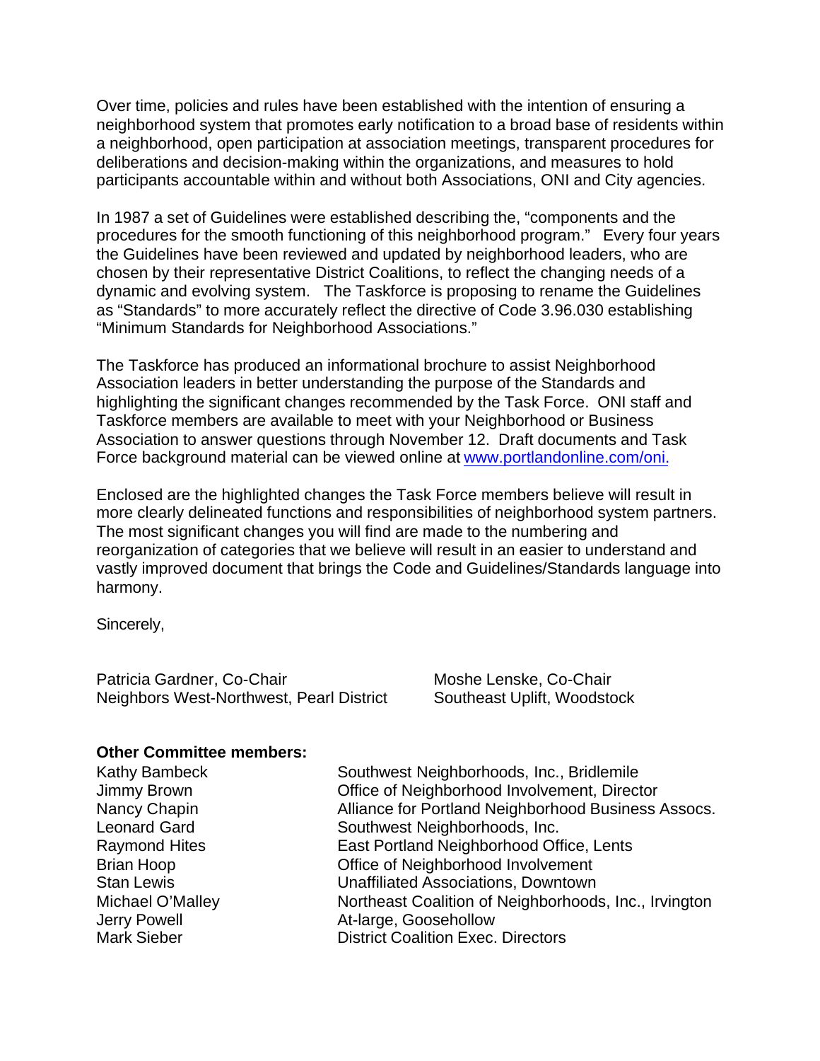Over time, policies and rules have been established with the intention of ensuring a neighborhood system that promotes early notification to a broad base of residents within a neighborhood, open participation at association meetings, transparent procedures for deliberations and decision-making within the organizations, and measures to hold participants accountable within and without both Associations, ONI and City agencies.

In 1987 a set of Guidelines were established describing the, "components and the procedures for the smooth functioning of this neighborhood program." Every four years the Guidelines have been reviewed and updated by neighborhood leaders, who are chosen by their representative District Coalitions, to reflect the changing needs of a dynamic and evolving system. The Taskforce is proposing to rename the Guidelines as "Standards" to more accurately reflect the directive of Code 3.96.030 establishing "Minimum Standards for Neighborhood Associations."

The Taskforce has produced an informational brochure to assist Neighborhood Association leaders in better understanding the purpose of the Standards and highlighting the significant changes recommended by the Task Force. ONI staff and Taskforce members are available to meet with your Neighborhood or Business Association to answer questions through November 12. Draft documents and Task Force background material can be viewed online at www.portlandonline.com/oni.

Enclosed are the highlighted changes the Task Force members believe will result in more clearly delineated functions and responsibilities of neighborhood system partners. The most significant changes you will find are made to the numbering and reorganization of categories that we believe will result in an easier to understand and vastly improved document that brings the Code and Guidelines/Standards language into harmony.

Sincerely,

Patricia Gardner, Co-Chair
Neighbors West-Northwest, Pearl District

Moshe Lenske, Co-Chair
Southeast Uplift, Woodstock

**Other Committee members:**

| | |
|---|---|
| Kathy Bambeck | Southwest Neighborhoods, Inc., Bridlemile |
| Jimmy Brown | Office of Neighborhood Involvement, Director |
| Nancy Chapin | Alliance for Portland Neighborhood Business Assocs. |
| Leonard Gard | Southwest Neighborhoods, Inc. |
| Raymond Hites | East Portland Neighborhood Office, Lents |
| Brian Hoop | Office of Neighborhood Involvement |
| Stan Lewis | Unaffiliated Associations, Downtown |
| Michael O'Malley | Northeast Coalition of Neighborhoods, Inc., Irvington |
| Jerry Powell | At-large, Goosehollow |
| Mark Sieber | District Coalition Exec. Directors |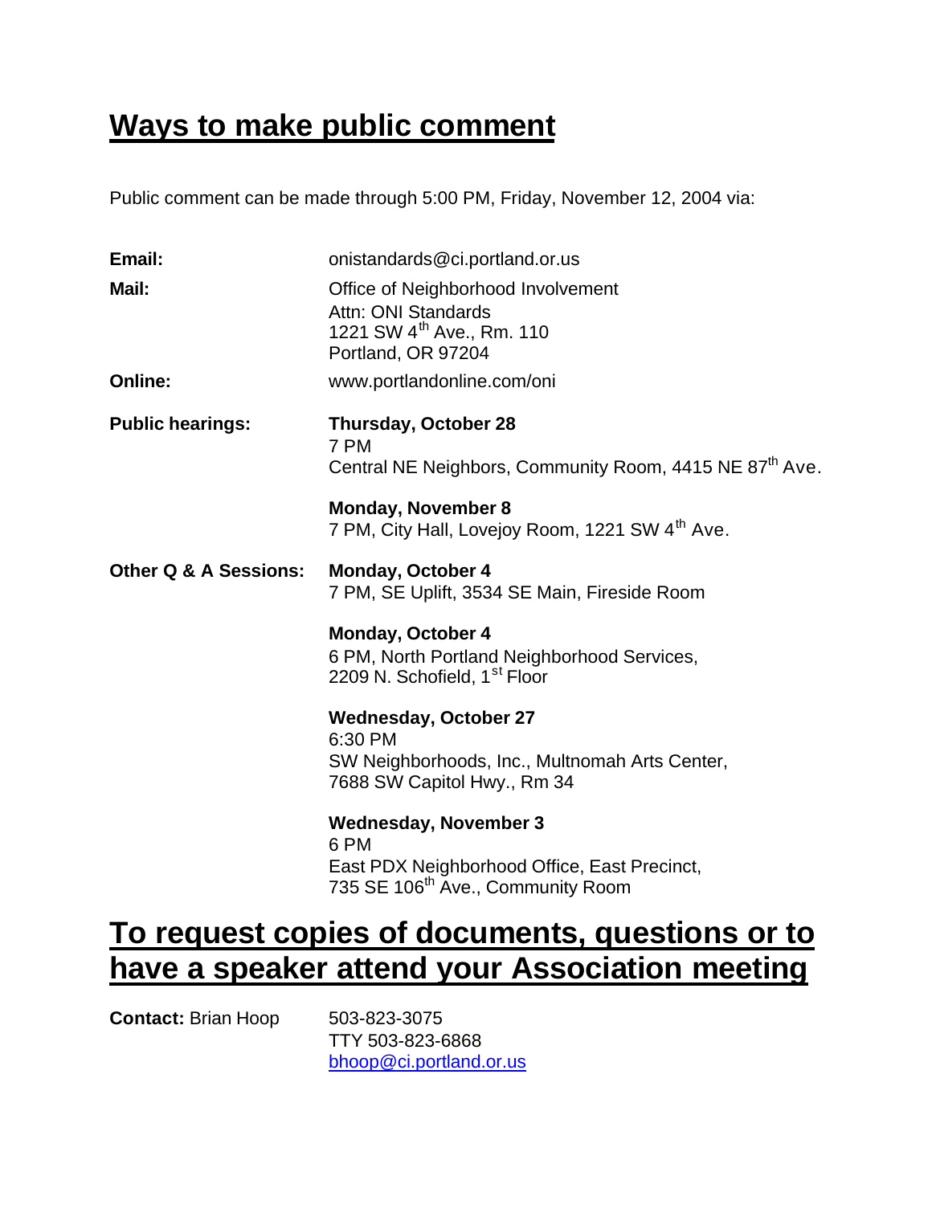## Ways to make public comment

Public comment can be made through 5:00 PM, Friday, November 12, 2004 via:

**Email:** onistandards@ci.portland.or.us

**Mail:** Office of Neighborhood Involvement
Attn: ONI Standards
1221 SW 4th Ave., Rm. 110
Portland, OR 97204

**Online:** www.portlandonline.com/oni

**Public hearings:**

**Thursday, October 28**
7 PM
Central NE Neighbors, Community Room, 4415 NE 87th Ave.

**Monday, November 8**
7 PM, City Hall, Lovejoy Room, 1221 SW 4th Ave.

**Other Q & A Sessions:**

**Monday, October 4**
7 PM, SE Uplift, 3534 SE Main, Fireside Room

**Monday, October 4**
6 PM, North Portland Neighborhood Services,
2209 N. Schofield, 1st Floor

**Wednesday, October 27**
6:30 PM
SW Neighborhoods, Inc., Multnomah Arts Center,
7688 SW Capitol Hwy., Rm 34

**Wednesday, November 3**
6 PM
East PDX Neighborhood Office, East Precinct,
735 SE 106th Ave., Community Room

## To request copies of documents, questions or to have a speaker attend your Association meeting

**Contact:** Brian Hoop
503-823-3075
TTY 503-823-6868
bhoop@ci.portland.or.us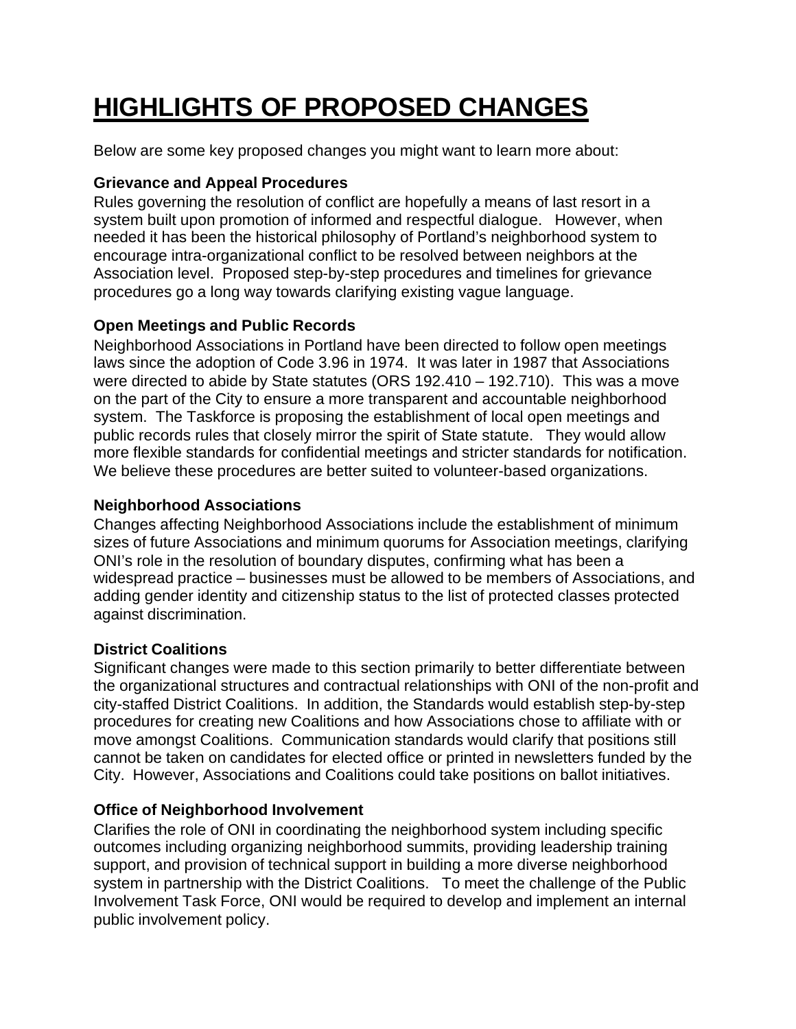# HIGHLIGHTS OF PROPOSED CHANGES

Below are some key proposed changes you might want to learn more about:

**Grievance and Appeal Procedures**
Rules governing the resolution of conflict are hopefully a means of last resort in a system built upon promotion of informed and respectful dialogue. However, when needed it has been the historical philosophy of Portland's neighborhood system to encourage intra-organizational conflict to be resolved between neighbors at the Association level. Proposed step-by-step procedures and timelines for grievance procedures go a long way towards clarifying existing vague language.

**Open Meetings and Public Records**
Neighborhood Associations in Portland have been directed to follow open meetings laws since the adoption of Code 3.96 in 1974. It was later in 1987 that Associations were directed to abide by State statutes (ORS 192.410 – 192.710). This was a move on the part of the City to ensure a more transparent and accountable neighborhood system. The Taskforce is proposing the establishment of local open meetings and public records rules that closely mirror the spirit of State statute. They would allow more flexible standards for confidential meetings and stricter standards for notification. We believe these procedures are better suited to volunteer-based organizations.

**Neighborhood Associations**
Changes affecting Neighborhood Associations include the establishment of minimum sizes of future Associations and minimum quorums for Association meetings, clarifying ONI's role in the resolution of boundary disputes, confirming what has been a widespread practice – businesses must be allowed to be members of Associations, and adding gender identity and citizenship status to the list of protected classes protected against discrimination.

**District Coalitions**
Significant changes were made to this section primarily to better differentiate between the organizational structures and contractual relationships with ONI of the non-profit and city-staffed District Coalitions. In addition, the Standards would establish step-by-step procedures for creating new Coalitions and how Associations chose to affiliate with or move amongst Coalitions. Communication standards would clarify that positions still cannot be taken on candidates for elected office or printed in newsletters funded by the City. However, Associations and Coalitions could take positions on ballot initiatives.

**Office of Neighborhood Involvement**
Clarifies the role of ONI in coordinating the neighborhood system including specific outcomes including organizing neighborhood summits, providing leadership training support, and provision of technical support in building a more diverse neighborhood system in partnership with the District Coalitions. To meet the challenge of the Public Involvement Task Force, ONI would be required to develop and implement an internal public involvement policy.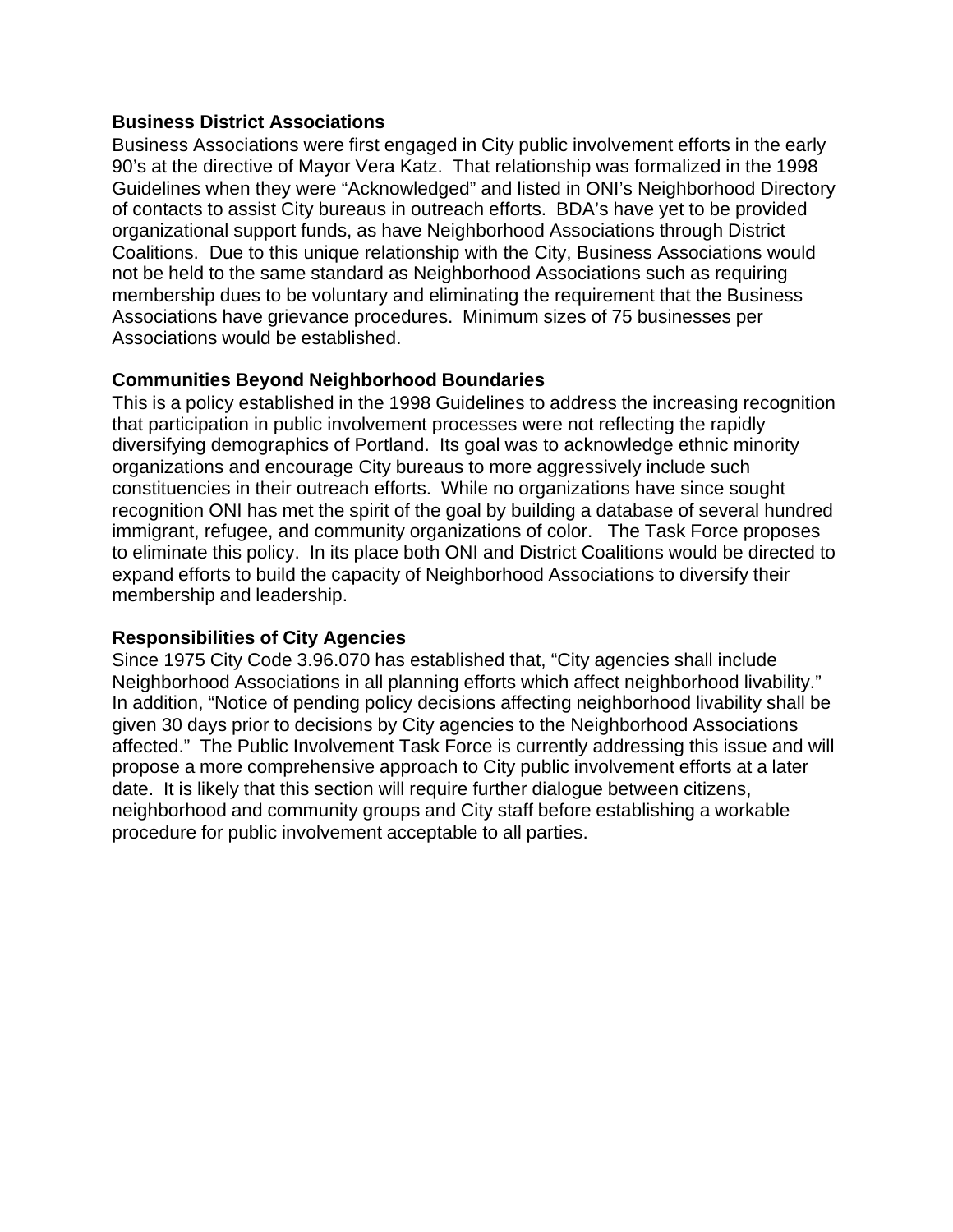**Business District Associations**

Business Associations were first engaged in City public involvement efforts in the early 90's at the directive of Mayor Vera Katz. That relationship was formalized in the 1998 Guidelines when they were "Acknowledged" and listed in ONI's Neighborhood Directory of contacts to assist City bureaus in outreach efforts. BDA's have yet to be provided organizational support funds, as have Neighborhood Associations through District Coalitions. Due to this unique relationship with the City, Business Associations would not be held to the same standard as Neighborhood Associations such as requiring membership dues to be voluntary and eliminating the requirement that the Business Associations have grievance procedures. Minimum sizes of 75 businesses per Associations would be established.

**Communities Beyond Neighborhood Boundaries**

This is a policy established in the 1998 Guidelines to address the increasing recognition that participation in public involvement processes were not reflecting the rapidly diversifying demographics of Portland. Its goal was to acknowledge ethnic minority organizations and encourage City bureaus to more aggressively include such constituencies in their outreach efforts. While no organizations have since sought recognition ONI has met the spirit of the goal by building a database of several hundred immigrant, refugee, and community organizations of color. The Task Force proposes to eliminate this policy. In its place both ONI and District Coalitions would be directed to expand efforts to build the capacity of Neighborhood Associations to diversify their membership and leadership.

**Responsibilities of City Agencies**

Since 1975 City Code 3.96.070 has established that, "City agencies shall include Neighborhood Associations in all planning efforts which affect neighborhood livability." In addition, "Notice of pending policy decisions affecting neighborhood livability shall be given 30 days prior to decisions by City agencies to the Neighborhood Associations affected." The Public Involvement Task Force is currently addressing this issue and will propose a more comprehensive approach to City public involvement efforts at a later date. It is likely that this section will require further dialogue between citizens, neighborhood and community groups and City staff before establishing a workable procedure for public involvement acceptable to all parties.